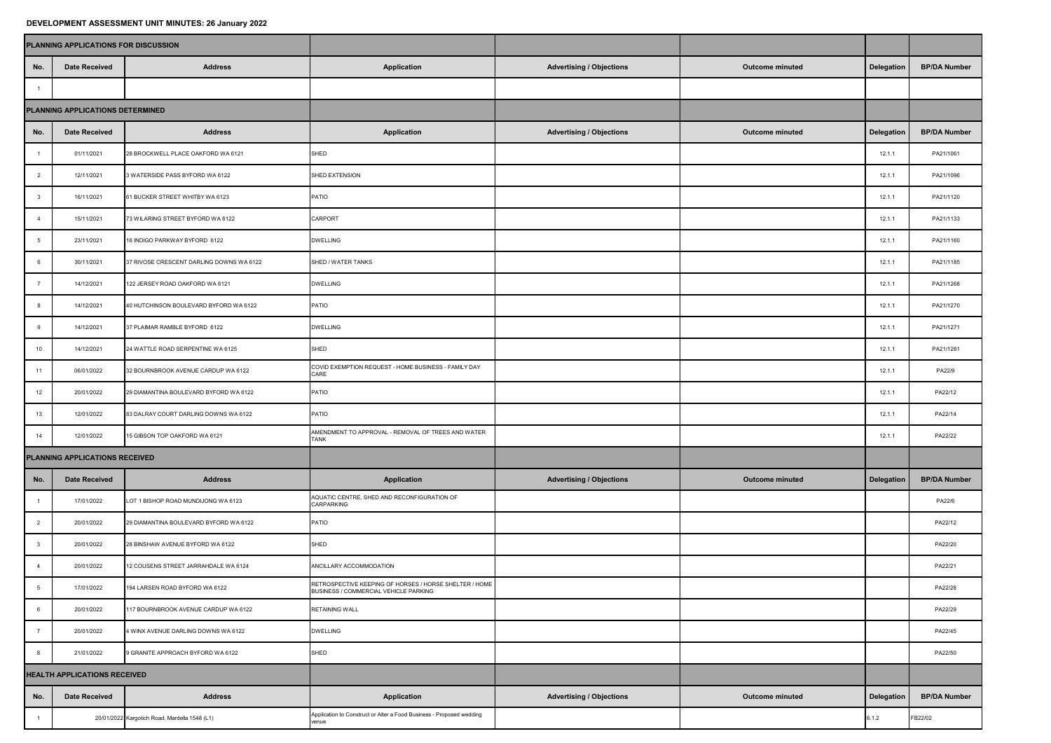# DEVELOPMENT ASSESSMENT UNIT MINUTES: 26 January 2022

| PLANNING APPLICATIONS FOR DISCUSSION | | | | | | | |
|---|---|---|---|---|---|---|---|
| No. | Date Received | Address | Application | Advertising / Objections | Outcome minuted | Delegation | BP/DA Number |
| 1 | | | | | | | |
| **PLANNING APPLICATIONS DETERMINED** | | | | | | | |
| No. | Date Received | Address | Application | Advertising / Objections | Outcome minuted | Delegation | BP/DA Number |
| 1 | 01/11/2021 | 28 BROCKWELL PLACE OAKFORD WA 6121 | SHED | | | 12.1.1 | PA21/1061 |
| 2 | 12/11/2021 | 3 WATERSIDE PASS BYFORD WA 6122 | SHED EXTENSION | | | 12.1.1 | PA21/1096 |
| 3 | 16/11/2021 | 61 BUCKER STREET WHITBY WA 6123 | PATIO | | | 12.1.1 | PA21/1120 |
| 4 | 15/11/2021 | 73 WILARING STREET BYFORD WA 6122 | CARPORT | | | 12.1.1 | PA21/1133 |
| 5 | 23/11/2021 | 16 INDIGO PARKWAY BYFORD 6122 | DWELLING | | | 12.1.1 | PA21/1160 |
| 6 | 30/11/2021 | 37 RIVOSE CRESCENT DARLING DOWNS WA 6122 | SHED / WATER TANKS | | | 12.1.1 | PA21/1185 |
| 7 | 14/12/2021 | 122 JERSEY ROAD OAKFORD WA 6121 | DWELLING | | | 12.1.1 | PA21/1268 |
| 8 | 14/12/2021 | 40 HUTCHINSON BOULEVARD BYFORD WA 6122 | PATIO | | | 12.1.1 | PA21/1270 |
| 9 | 14/12/2021 | 37 PLAIMAR RAMBLE BYFORD 6122 | DWELLING | | | 12.1.1 | PA21/1271 |
| 10 | 14/12/2021 | 24 WATTLE ROAD SERPENTINE WA 6125 | SHED | | | 12.1.1 | PA21/1281 |
| 11 | 06/01/2022 | 32 BOURNBROOK AVENUE CARDUP WA 6122 | COVID EXEMPTION REQUEST - HOME BUSINESS - FAMILY DAY CARE | | | 12.1.1 | PA22/9 |
| 12 | 20/01/2022 | 29 DIAMANTINA BOULEVARD BYFORD WA 6122 | PATIO | | | 12.1.1 | PA22/12 |
| 13 | 12/01/2022 | 83 DALRAY COURT DARLING DOWNS WA 6122 | PATIO | | | 12.1.1 | PA22/14 |
| 14 | 12/01/2022 | 15 GIBSON TOP OAKFORD WA 6121 | AMENDMENT TO APPROVAL - REMOVAL OF TREES AND WATER TANK | | | 12.1.1 | PA22/22 |
| **PLANNING APPLICATIONS RECEIVED** | | | | | | | |
| No. | Date Received | Address | Application | Advertising / Objections | Outcome minuted | Delegation | BP/DA Number |
| 1 | 17/01/2022 | LOT 1 BISHOP ROAD MUNDIJONG WA 6123 | AQUATIC CENTRE, SHED AND RECONFIGURATION OF CARPARKING | | | | PA22/6 |
| 2 | 20/01/2022 | 29 DIAMANTINA BOULEVARD BYFORD WA 6122 | PATIO | | | | PA22/12 |
| 3 | 20/01/2022 | 28 BINSHAW AVENUE BYFORD WA 6122 | SHED | | | | PA22/20 |
| 4 | 20/01/2022 | 12 COUSENS STREET JARRAHDALE WA 6124 | ANCILLARY ACCOMMODATION | | | | PA22/21 |
| 5 | 17/01/2022 | 194 LARSEN ROAD BYFORD WA 6122 | RETROSPECTIVE KEEPING OF HORSES / HORSE SHELTER / HOME BUSINESS / COMMERCIAL VEHICLE PARKING | | | | PA22/28 |
| 6 | 20/01/2022 | 117 BOURNBROOK AVENUE CARDUP WA 6122 | RETAINING WALL | | | | PA22/29 |
| 7 | 20/01/2022 | 4 WINX AVENUE DARLING DOWNS WA 6122 | DWELLING | | | | PA22/45 |
| 8 | 21/01/2022 | 9 GRANITE APPROACH BYFORD WA 6122 | SHED | | | | PA22/50 |
| **HEALTH APPLICATIONS RECEIVED** | | | | | | | |
| No. | Date Received | Address | Application | Advertising / Objections | Outcome minuted | Delegation | BP/DA Number |
| 1 | 20/01/2022 | Kargotich Road, Mardella 1548 (L1) | Application to Construct or Alter a Food Business - Proposed wedding venue | | | 6.1.2 | FB22/02 |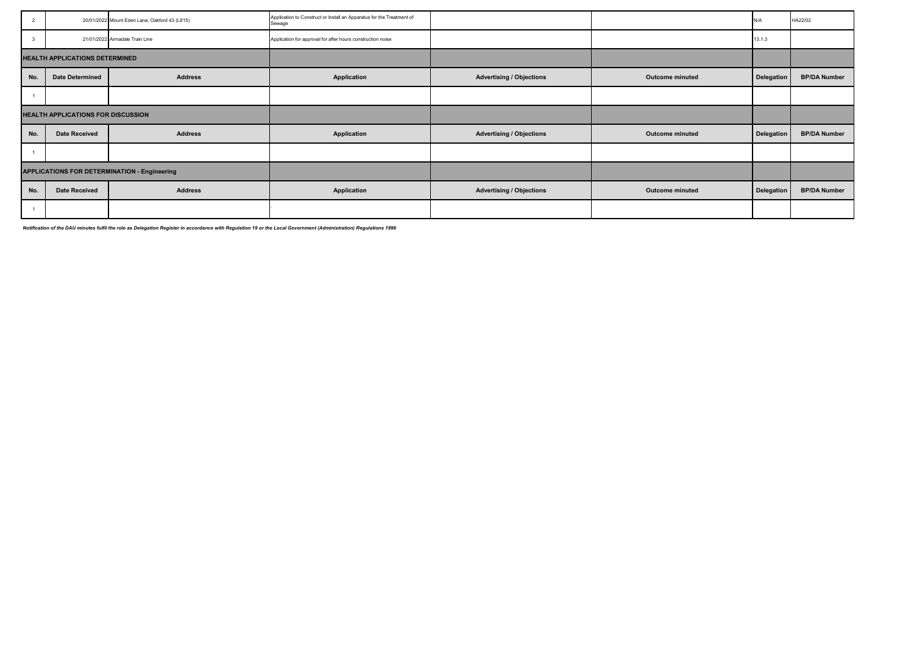| | | | | | | | |
|---|---|---|---|---|---|---|---|
| 2 | 20/01/2022 | Mount Eden Lane, Oakford 43 (L815) | Application to Construct or Install an Apparatus for the Treatment of Sewage | | | N/A | HA22/02 |
| 3 | 21/01/2022 | Armadale Train Line | Application for approval for after hours construction noise | | | 13.1.3 | |

**HEALTH APPLICATIONS DETERMINED**

| No. | Date Determined | Address | Application | Advertising / Objections | Outcome minuted | Delegation | BP/DA Number |
|---|---|---|---|---|---|---|---|
| 1 | | | | | | | |

**HEALTH APPLICATIONS FOR DISCUSSION**

| No. | Date Received | Address | Application | Advertising / Objections | Outcome minuted | Delegation | BP/DA Number |
|---|---|---|---|---|---|---|---|
| 1 | | | | | | | |

**APPLICATIONS FOR DETERMINATION - Engineering**

| No. | Date Received | Address | Application | Advertising / Objections | Outcome minuted | Delegation | BP/DA Number |
|---|---|---|---|---|---|---|---|
| 1 | | | . | | | | |

***Notification of the DAU minutes fulfil the role as Delegation Register in accordance with Regulation 19 or the Local Government (Administration) Regulations 1996***